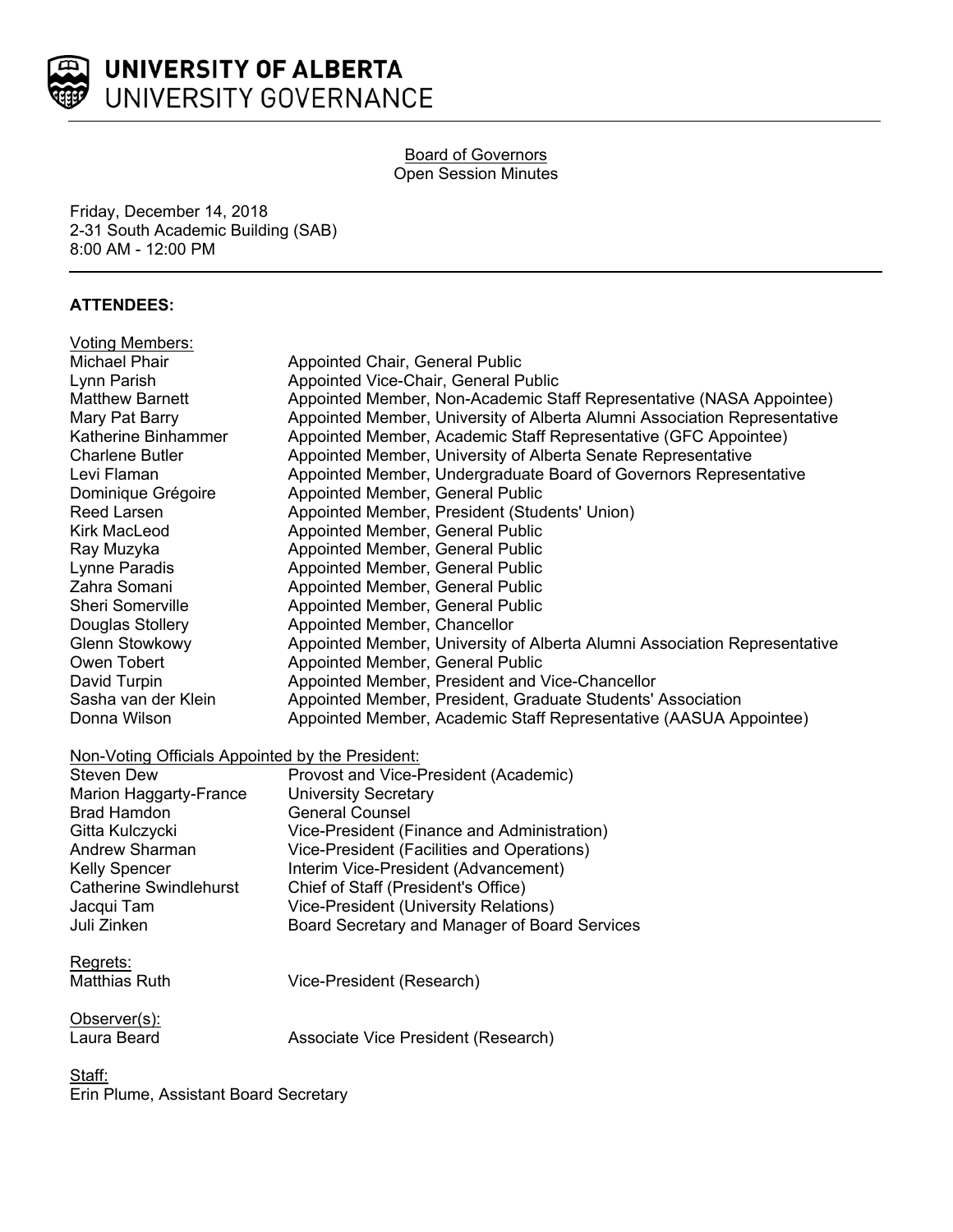**UNIVERSITY OF ALBERTA**
UNIVERSITY GOVERNANCE

Board of Governors
Open Session Minutes

Friday, December 14, 2018
2-31 South Academic Building (SAB)
8:00 AM - 12:00 PM

**ATTENDEES:**

Voting Members:

| | |
|---|---|
| Michael Phair | Appointed Chair, General Public |
| Lynn Parish | Appointed Vice-Chair, General Public |
| Matthew Barnett | Appointed Member, Non-Academic Staff Representative (NASA Appointee) |
| Mary Pat Barry | Appointed Member, University of Alberta Alumni Association Representative |
| Katherine Binhammer | Appointed Member, Academic Staff Representative (GFC Appointee) |
| Charlene Butler | Appointed Member, University of Alberta Senate Representative |
| Levi Flaman | Appointed Member, Undergraduate Board of Governors Representative |
| Dominique Grégoire | Appointed Member, General Public |
| Reed Larsen | Appointed Member, President (Students' Union) |
| Kirk MacLeod | Appointed Member, General Public |
| Ray Muzyka | Appointed Member, General Public |
| Lynne Paradis | Appointed Member, General Public |
| Zahra Somani | Appointed Member, General Public |
| Sheri Somerville | Appointed Member, General Public |
| Douglas Stollery | Appointed Member, Chancellor |
| Glenn Stowkowy | Appointed Member, University of Alberta Alumni Association Representative |
| Owen Tobert | Appointed Member, General Public |
| David Turpin | Appointed Member, President and Vice-Chancellor |
| Sasha van der Klein | Appointed Member, President, Graduate Students' Association |
| Donna Wilson | Appointed Member, Academic Staff Representative (AASUA Appointee) |

Non-Voting Officials Appointed by the President:

| | |
|---|---|
| Steven Dew | Provost and Vice-President (Academic) |
| Marion Haggarty-France | University Secretary |
| Brad Hamdon | General Counsel |
| Gitta Kulczycki | Vice-President (Finance and Administration) |
| Andrew Sharman | Vice-President (Facilities and Operations) |
| Kelly Spencer | Interim Vice-President (Advancement) |
| Catherine Swindlehurst | Chief of Staff (President's Office) |
| Jacqui Tam | Vice-President (University Relations) |
| Juli Zinken | Board Secretary and Manager of Board Services |

Regrets:

| | |
|---|---|
| Matthias Ruth | Vice-President (Research) |

Observer(s):

| | |
|---|---|
| Laura Beard | Associate Vice President (Research) |

Staff:
Erin Plume, Assistant Board Secretary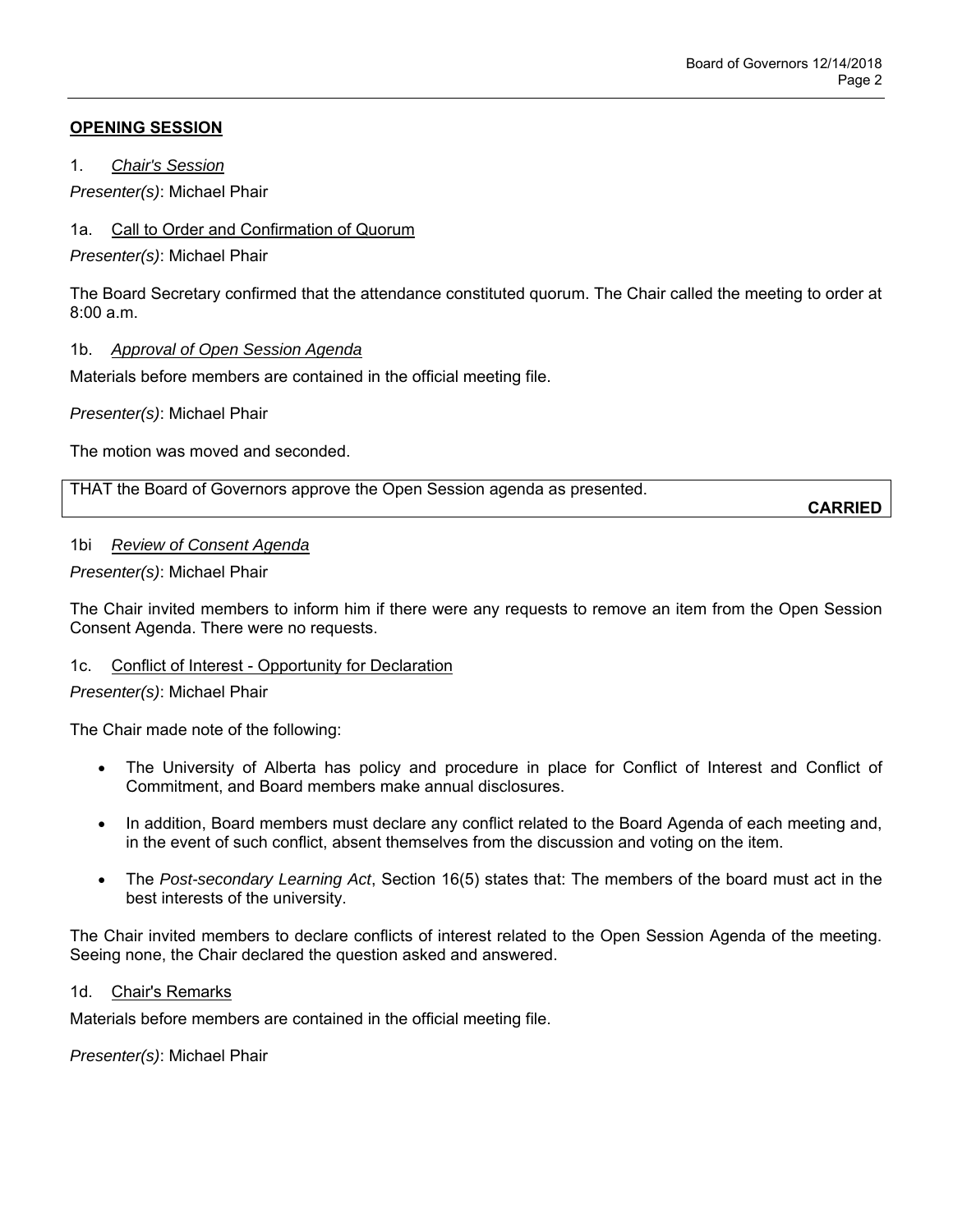## OPENING SESSION

### 1. *Chair's Session*

*Presenter(s)*: Michael Phair

### 1a. Call to Order and Confirmation of Quorum

*Presenter(s)*: Michael Phair

The Board Secretary confirmed that the attendance constituted quorum. The Chair called the meeting to order at 8:00 a.m.

### 1b. *Approval of Open Session Agenda*

Materials before members are contained in the official meeting file.

*Presenter(s)*: Michael Phair

The motion was moved and seconded.

> THAT the Board of Governors approve the Open Session agenda as presented.
>
> **CARRIED**

### 1bi *Review of Consent Agenda*

*Presenter(s)*: Michael Phair

The Chair invited members to inform him if there were any requests to remove an item from the Open Session Consent Agenda. There were no requests.

### 1c. Conflict of Interest - Opportunity for Declaration

*Presenter(s)*: Michael Phair

The Chair made note of the following:

- The University of Alberta has policy and procedure in place for Conflict of Interest and Conflict of Commitment, and Board members make annual disclosures.
- In addition, Board members must declare any conflict related to the Board Agenda of each meeting and, in the event of such conflict, absent themselves from the discussion and voting on the item.
- The *Post-secondary Learning Act*, Section 16(5) states that: The members of the board must act in the best interests of the university.

The Chair invited members to declare conflicts of interest related to the Open Session Agenda of the meeting. Seeing none, the Chair declared the question asked and answered.

### 1d. Chair's Remarks

Materials before members are contained in the official meeting file.

*Presenter(s)*: Michael Phair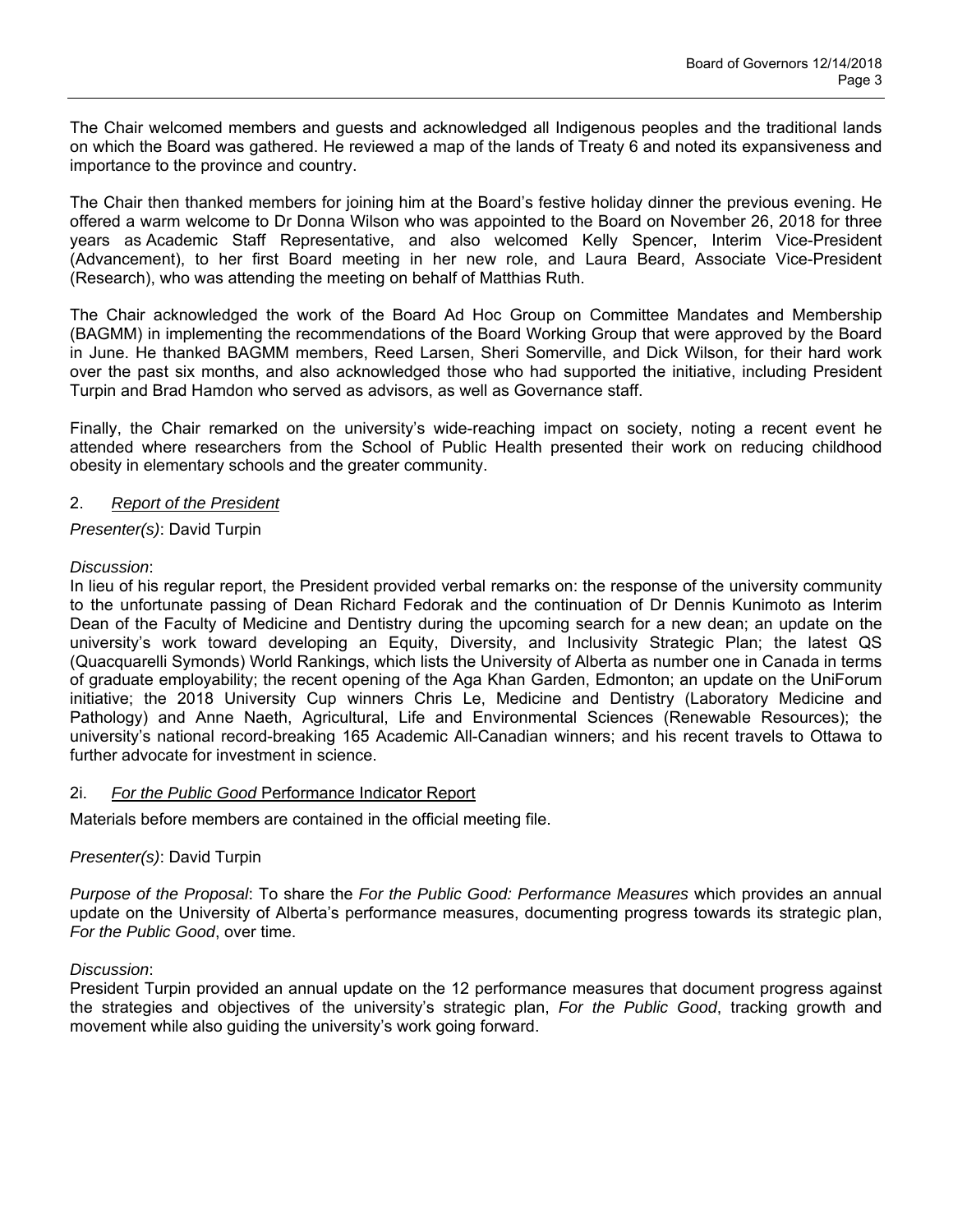The Chair welcomed members and guests and acknowledged all Indigenous peoples and the traditional lands on which the Board was gathered. He reviewed a map of the lands of Treaty 6 and noted its expansiveness and importance to the province and country.

The Chair then thanked members for joining him at the Board's festive holiday dinner the previous evening. He offered a warm welcome to Dr Donna Wilson who was appointed to the Board on November 26, 2018 for three years as Academic Staff Representative, and also welcomed Kelly Spencer, Interim Vice-President (Advancement), to her first Board meeting in her new role, and Laura Beard, Associate Vice-President (Research), who was attending the meeting on behalf of Matthias Ruth.

The Chair acknowledged the work of the Board Ad Hoc Group on Committee Mandates and Membership (BAGMM) in implementing the recommendations of the Board Working Group that were approved by the Board in June. He thanked BAGMM members, Reed Larsen, Sheri Somerville, and Dick Wilson, for their hard work over the past six months, and also acknowledged those who had supported the initiative, including President Turpin and Brad Hamdon who served as advisors, as well as Governance staff.

Finally, the Chair remarked on the university's wide-reaching impact on society, noting a recent event he attended where researchers from the School of Public Health presented their work on reducing childhood obesity in elementary schools and the greater community.

2. *Report of the President*

*Presenter(s)*: David Turpin

*Discussion*:
In lieu of his regular report, the President provided verbal remarks on: the response of the university community to the unfortunate passing of Dean Richard Fedorak and the continuation of Dr Dennis Kunimoto as Interim Dean of the Faculty of Medicine and Dentistry during the upcoming search for a new dean; an update on the university's work toward developing an Equity, Diversity, and Inclusivity Strategic Plan; the latest QS (Quacquarelli Symonds) World Rankings, which lists the University of Alberta as number one in Canada in terms of graduate employability; the recent opening of the Aga Khan Garden, Edmonton; an update on the UniForum initiative; the 2018 University Cup winners Chris Le, Medicine and Dentistry (Laboratory Medicine and Pathology) and Anne Naeth, Agricultural, Life and Environmental Sciences (Renewable Resources); the university's national record-breaking 165 Academic All-Canadian winners; and his recent travels to Ottawa to further advocate for investment in science.

2i. *For the Public Good* Performance Indicator Report

Materials before members are contained in the official meeting file.

*Presenter(s)*: David Turpin

*Purpose of the Proposal*: To share the *For the Public Good: Performance Measures* which provides an annual update on the University of Alberta's performance measures, documenting progress towards its strategic plan, *For the Public Good*, over time.

*Discussion*:
President Turpin provided an annual update on the 12 performance measures that document progress against the strategies and objectives of the university's strategic plan, *For the Public Good*, tracking growth and movement while also guiding the university's work going forward.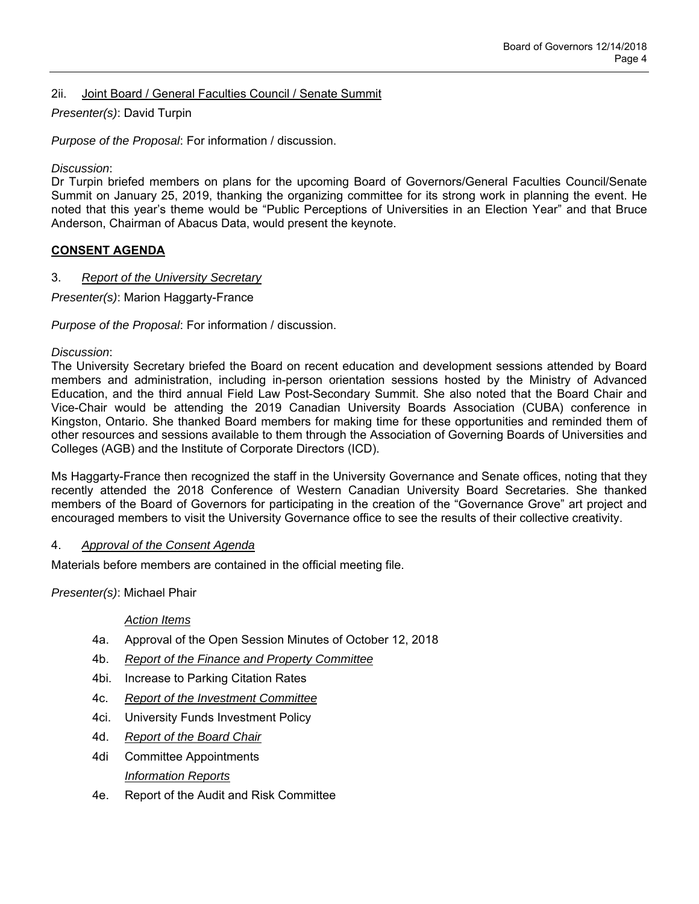2ii. Joint Board / General Faculties Council / Senate Summit

*Presenter(s)*: David Turpin

*Purpose of the Proposal*: For information / discussion.

*Discussion*:
Dr Turpin briefed members on plans for the upcoming Board of Governors/General Faculties Council/Senate Summit on January 25, 2019, thanking the organizing committee for its strong work in planning the event. He noted that this year's theme would be "Public Perceptions of Universities in an Election Year" and that Bruce Anderson, Chairman of Abacus Data, would present the keynote.

## CONSENT AGENDA

3. *Report of the University Secretary*

*Presenter(s)*: Marion Haggarty-France

*Purpose of the Proposal*: For information / discussion.

*Discussion*:
The University Secretary briefed the Board on recent education and development sessions attended by Board members and administration, including in-person orientation sessions hosted by the Ministry of Advanced Education, and the third annual Field Law Post-Secondary Summit. She also noted that the Board Chair and Vice-Chair would be attending the 2019 Canadian University Boards Association (CUBA) conference in Kingston, Ontario. She thanked Board members for making time for these opportunities and reminded them of other resources and sessions available to them through the Association of Governing Boards of Universities and Colleges (AGB) and the Institute of Corporate Directors (ICD).

Ms Haggarty-France then recognized the staff in the University Governance and Senate offices, noting that they recently attended the 2018 Conference of Western Canadian University Board Secretaries. She thanked members of the Board of Governors for participating in the creation of the "Governance Grove" art project and encouraged members to visit the University Governance office to see the results of their collective creativity.

4. *Approval of the Consent Agenda*

Materials before members are contained in the official meeting file.

*Presenter(s)*: Michael Phair

*Action Items*

- 4a. Approval of the Open Session Minutes of October 12, 2018
- 4b. *Report of the Finance and Property Committee*
- 4bi. Increase to Parking Citation Rates
- 4c. *Report of the Investment Committee*
- 4ci. University Funds Investment Policy
- 4d. *Report of the Board Chair*
- 4di Committee Appointments

*Information Reports*

- 4e. Report of the Audit and Risk Committee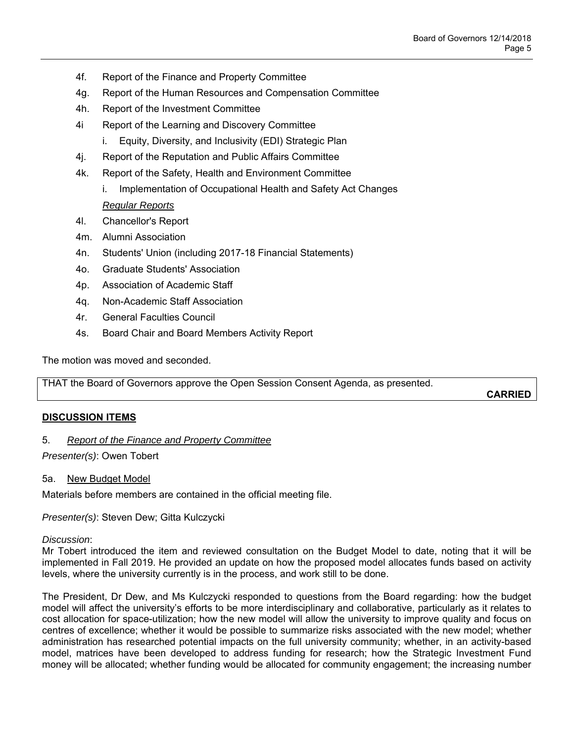- 4f. Report of the Finance and Property Committee
- 4g. Report of the Human Resources and Compensation Committee
- 4h. Report of the Investment Committee
- 4i Report of the Learning and Discovery Committee
    - i. Equity, Diversity, and Inclusivity (EDI) Strategic Plan
- 4j. Report of the Reputation and Public Affairs Committee
- 4k. Report of the Safety, Health and Environment Committee
    - i. Implementation of Occupational Health and Safety Act Changes

*Regular Reports*

- 4l. Chancellor's Report
- 4m. Alumni Association
- 4n. Students' Union (including 2017-18 Financial Statements)
- 4o. Graduate Students' Association
- 4p. Association of Academic Staff
- 4q. Non-Academic Staff Association
- 4r. General Faculties Council
- 4s. Board Chair and Board Members Activity Report

The motion was moved and seconded.

| THAT the Board of Governors approve the Open Session Consent Agenda, as presented. **CARRIED** |
|---|

## DISCUSSION ITEMS

5. *Report of the Finance and Property Committee*

*Presenter(s)*: Owen Tobert

5a. New Budget Model

Materials before members are contained in the official meeting file.

*Presenter(s)*: Steven Dew; Gitta Kulczycki

*Discussion*:
Mr Tobert introduced the item and reviewed consultation on the Budget Model to date, noting that it will be implemented in Fall 2019. He provided an update on how the proposed model allocates funds based on activity levels, where the university currently is in the process, and work still to be done.

The President, Dr Dew, and Ms Kulczycki responded to questions from the Board regarding: how the budget model will affect the university's efforts to be more interdisciplinary and collaborative, particularly as it relates to cost allocation for space-utilization; how the new model will allow the university to improve quality and focus on centres of excellence; whether it would be possible to summarize risks associated with the new model; whether administration has researched potential impacts on the full university community; whether, in an activity-based model, matrices have been developed to address funding for research; how the Strategic Investment Fund money will be allocated; whether funding would be allocated for community engagement; the increasing number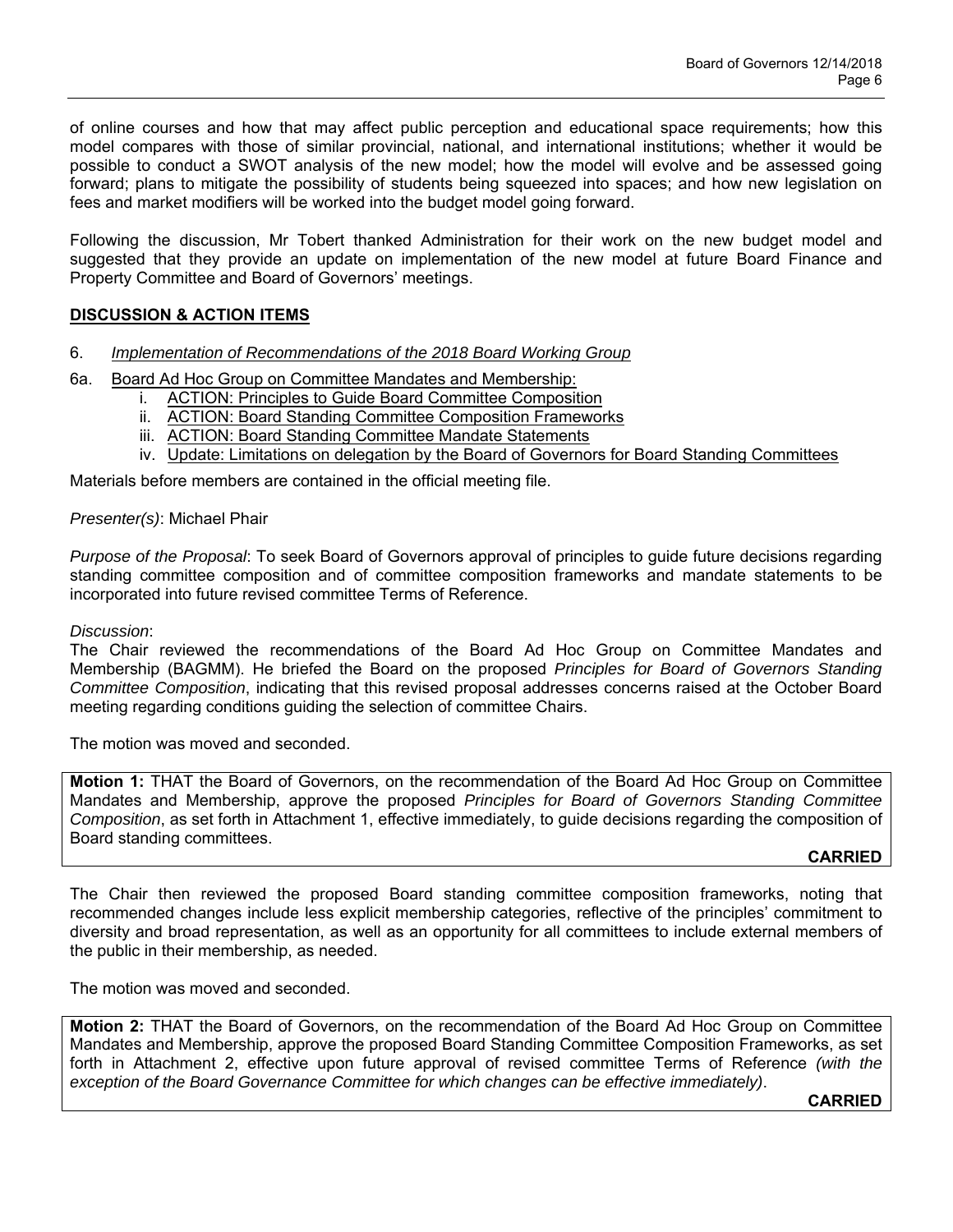of online courses and how that may affect public perception and educational space requirements; how this model compares with those of similar provincial, national, and international institutions; whether it would be possible to conduct a SWOT analysis of the new model; how the model will evolve and be assessed going forward; plans to mitigate the possibility of students being squeezed into spaces; and how new legislation on fees and market modifiers will be worked into the budget model going forward.

Following the discussion, Mr Tobert thanked Administration for their work on the new budget model and suggested that they provide an update on implementation of the new model at future Board Finance and Property Committee and Board of Governors' meetings.

## DISCUSSION & ACTION ITEMS

6. *Implementation of Recommendations of the 2018 Board Working Group*

6a. Board Ad Hoc Group on Committee Mandates and Membership:
   i. ACTION: Principles to Guide Board Committee Composition
   ii. ACTION: Board Standing Committee Composition Frameworks
   iii. ACTION: Board Standing Committee Mandate Statements
   iv. Update: Limitations on delegation by the Board of Governors for Board Standing Committees

Materials before members are contained in the official meeting file.

*Presenter(s)*: Michael Phair

*Purpose of the Proposal*: To seek Board of Governors approval of principles to guide future decisions regarding standing committee composition and of committee composition frameworks and mandate statements to be incorporated into future revised committee Terms of Reference.

*Discussion*:
The Chair reviewed the recommendations of the Board Ad Hoc Group on Committee Mandates and Membership (BAGMM). He briefed the Board on the proposed *Principles for Board of Governors Standing Committee Composition*, indicating that this revised proposal addresses concerns raised at the October Board meeting regarding conditions guiding the selection of committee Chairs.

The motion was moved and seconded.

**Motion 1:** THAT the Board of Governors, on the recommendation of the Board Ad Hoc Group on Committee Mandates and Membership, approve the proposed *Principles for Board of Governors Standing Committee Composition*, as set forth in Attachment 1, effective immediately, to guide decisions regarding the composition of Board standing committees.

**CARRIED**

The Chair then reviewed the proposed Board standing committee composition frameworks, noting that recommended changes include less explicit membership categories, reflective of the principles' commitment to diversity and broad representation, as well as an opportunity for all committees to include external members of the public in their membership, as needed.

The motion was moved and seconded.

**Motion 2:** THAT the Board of Governors, on the recommendation of the Board Ad Hoc Group on Committee Mandates and Membership, approve the proposed Board Standing Committee Composition Frameworks, as set forth in Attachment 2, effective upon future approval of revised committee Terms of Reference *(with the exception of the Board Governance Committee for which changes can be effective immediately)*.

**CARRIED**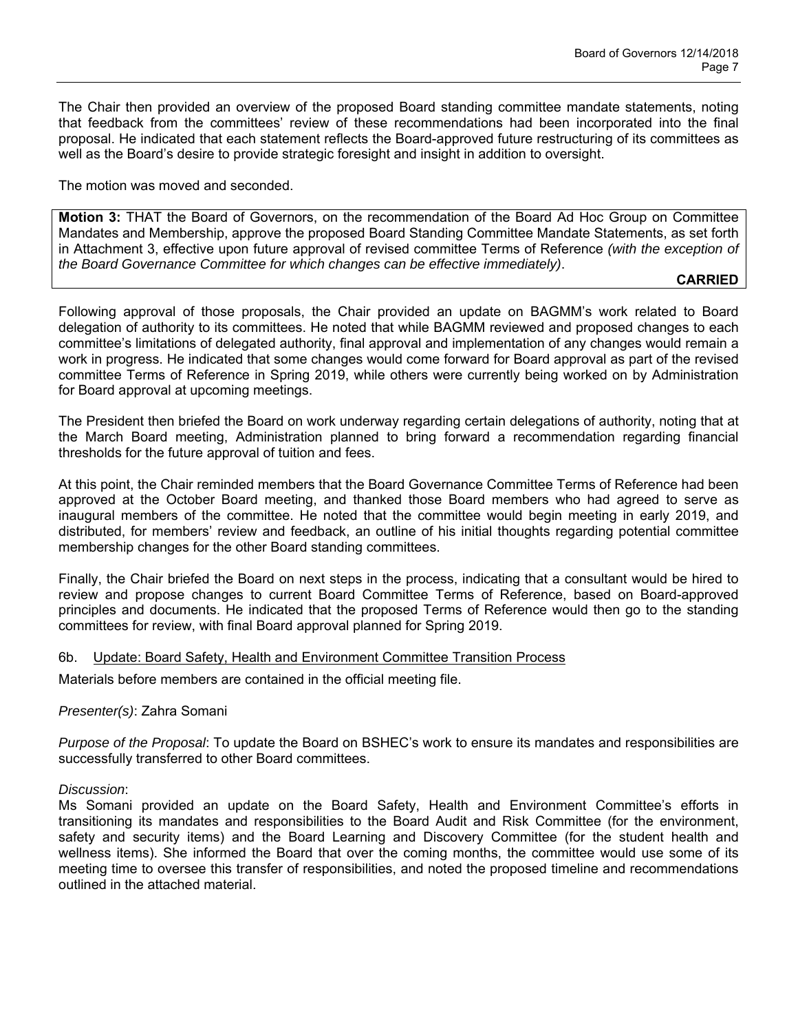The Chair then provided an overview of the proposed Board standing committee mandate statements, noting that feedback from the committees' review of these recommendations had been incorporated into the final proposal. He indicated that each statement reflects the Board-approved future restructuring of its committees as well as the Board's desire to provide strategic foresight and insight in addition to oversight.

The motion was moved and seconded.

**Motion 3:** THAT the Board of Governors, on the recommendation of the Board Ad Hoc Group on Committee Mandates and Membership, approve the proposed Board Standing Committee Mandate Statements, as set forth in Attachment 3, effective upon future approval of revised committee Terms of Reference *(with the exception of the Board Governance Committee for which changes can be effective immediately)*.

**CARRIED**

Following approval of those proposals, the Chair provided an update on BAGMM's work related to Board delegation of authority to its committees. He noted that while BAGMM reviewed and proposed changes to each committee's limitations of delegated authority, final approval and implementation of any changes would remain a work in progress. He indicated that some changes would come forward for Board approval as part of the revised committee Terms of Reference in Spring 2019, while others were currently being worked on by Administration for Board approval at upcoming meetings.

The President then briefed the Board on work underway regarding certain delegations of authority, noting that at the March Board meeting, Administration planned to bring forward a recommendation regarding financial thresholds for the future approval of tuition and fees.

At this point, the Chair reminded members that the Board Governance Committee Terms of Reference had been approved at the October Board meeting, and thanked those Board members who had agreed to serve as inaugural members of the committee. He noted that the committee would begin meeting in early 2019, and distributed, for members' review and feedback, an outline of his initial thoughts regarding potential committee membership changes for the other Board standing committees.

Finally, the Chair briefed the Board on next steps in the process, indicating that a consultant would be hired to review and propose changes to current Board Committee Terms of Reference, based on Board-approved principles and documents. He indicated that the proposed Terms of Reference would then go to the standing committees for review, with final Board approval planned for Spring 2019.

6b. Update: Board Safety, Health and Environment Committee Transition Process

Materials before members are contained in the official meeting file.

*Presenter(s)*: Zahra Somani

*Purpose of the Proposal*: To update the Board on BSHEC's work to ensure its mandates and responsibilities are successfully transferred to other Board committees.

*Discussion*:
Ms Somani provided an update on the Board Safety, Health and Environment Committee's efforts in transitioning its mandates and responsibilities to the Board Audit and Risk Committee (for the environment, safety and security items) and the Board Learning and Discovery Committee (for the student health and wellness items). She informed the Board that over the coming months, the committee would use some of its meeting time to oversee this transfer of responsibilities, and noted the proposed timeline and recommendations outlined in the attached material.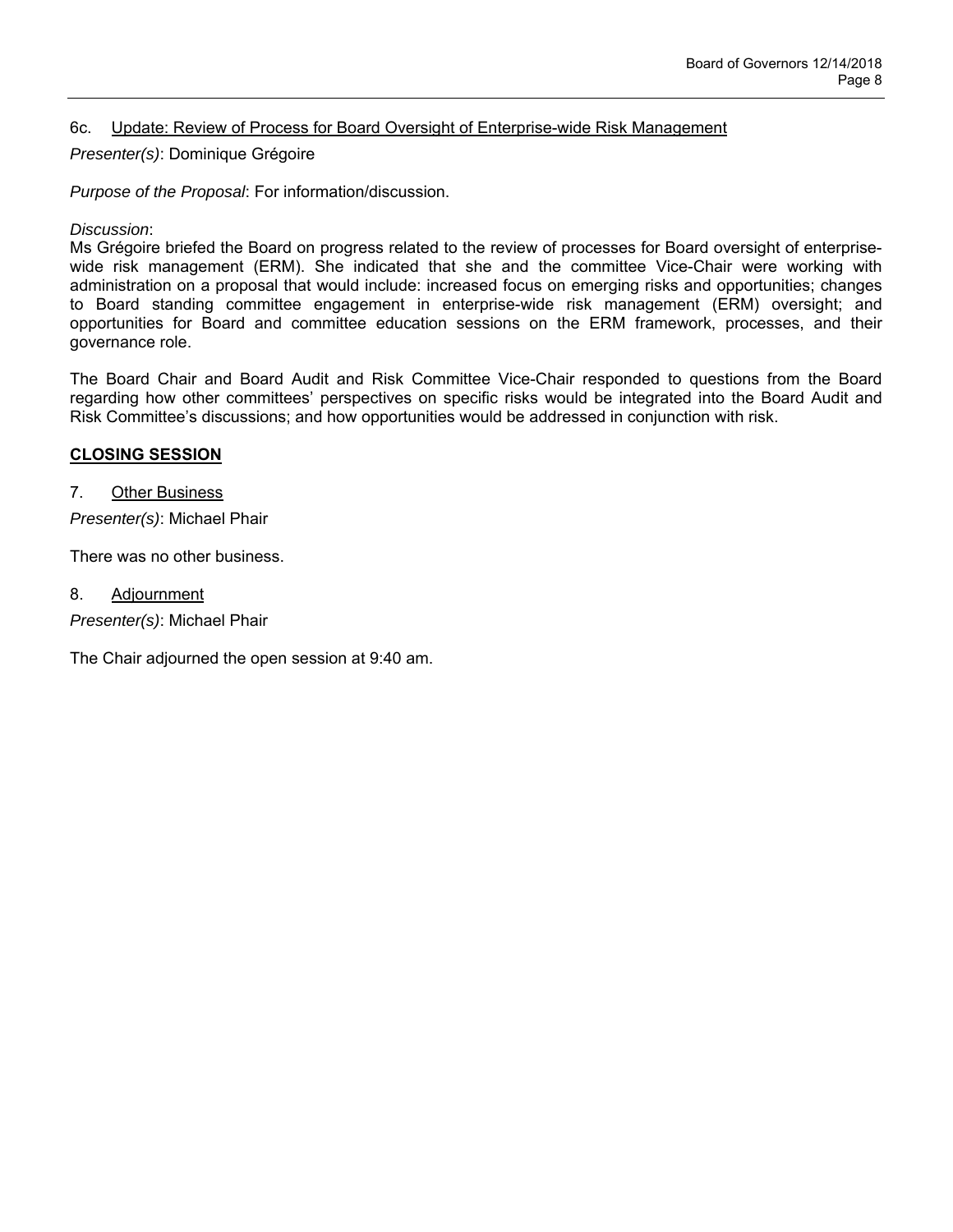6c. Update: Review of Process for Board Oversight of Enterprise-wide Risk Management

*Presenter(s)*: Dominique Grégoire

*Purpose of the Proposal*: For information/discussion.

*Discussion*:
Ms Grégoire briefed the Board on progress related to the review of processes for Board oversight of enterprise-wide risk management (ERM). She indicated that she and the committee Vice-Chair were working with administration on a proposal that would include: increased focus on emerging risks and opportunities; changes to Board standing committee engagement in enterprise-wide risk management (ERM) oversight; and opportunities for Board and committee education sessions on the ERM framework, processes, and their governance role.

The Board Chair and Board Audit and Risk Committee Vice-Chair responded to questions from the Board regarding how other committees' perspectives on specific risks would be integrated into the Board Audit and Risk Committee's discussions; and how opportunities would be addressed in conjunction with risk.

## CLOSING SESSION

7. Other Business

*Presenter(s)*: Michael Phair

There was no other business.

8. Adjournment

*Presenter(s)*: Michael Phair

The Chair adjourned the open session at 9:40 am.